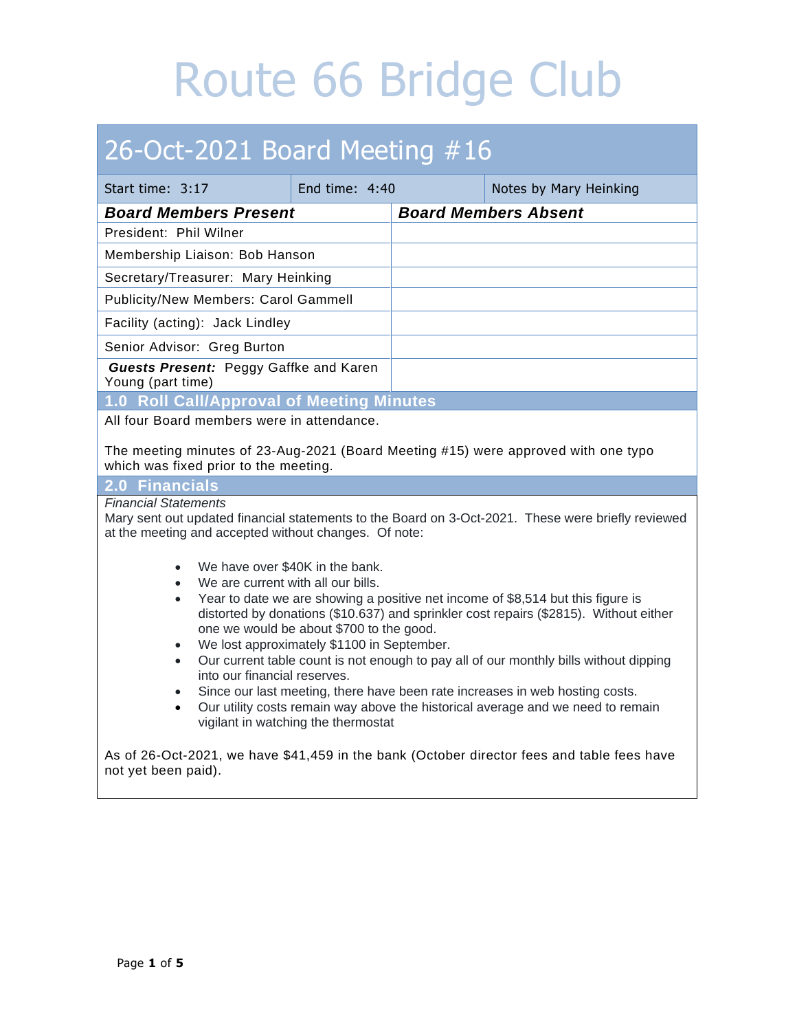# Route 66 Bridge Club

## 26-Oct-2021 Board Meeting #16

| Start time: 3:17 | End time: 4:40 | Notes by Mary Heinking |
|---|---|---|

| ***Board Members Present*** | ***Board Members Absent*** |
|---|---|
| President: Phil Wilner | |
| Membership Liaison: Bob Hanson | |
| Secretary/Treasurer: Mary Heinking | |
| Publicity/New Members: Carol Gammell | |
| Facility (acting): Jack Lindley | |
| Senior Advisor: Greg Burton | |
| ***Guests Present:*** Peggy Gaffke and Karen Young (part time) | |

### 1.0 Roll Call/Approval of Meeting Minutes

All four Board members were in attendance.

The meeting minutes of 23-Aug-2021 (Board Meeting #15) were approved with one typo which was fixed prior to the meeting.

### 2.0 Financials

*Financial Statements*

Mary sent out updated financial statements to the Board on 3-Oct-2021. These were briefly reviewed at the meeting and accepted without changes. Of note:

- We have over $40K in the bank.
- We are current with all our bills.
- Year to date we are showing a positive net income of $8,514 but this figure is distorted by donations ($10.637) and sprinkler cost repairs ($2815). Without either one we would be about $700 to the good.
- We lost approximately $1100 in September.
- Our current table count is not enough to pay all of our monthly bills without dipping into our financial reserves.
- Since our last meeting, there have been rate increases in web hosting costs.
- Our utility costs remain way above the historical average and we need to remain vigilant in watching the thermostat

As of 26-Oct-2021, we have $41,459 in the bank (October director fees and table fees have not yet been paid).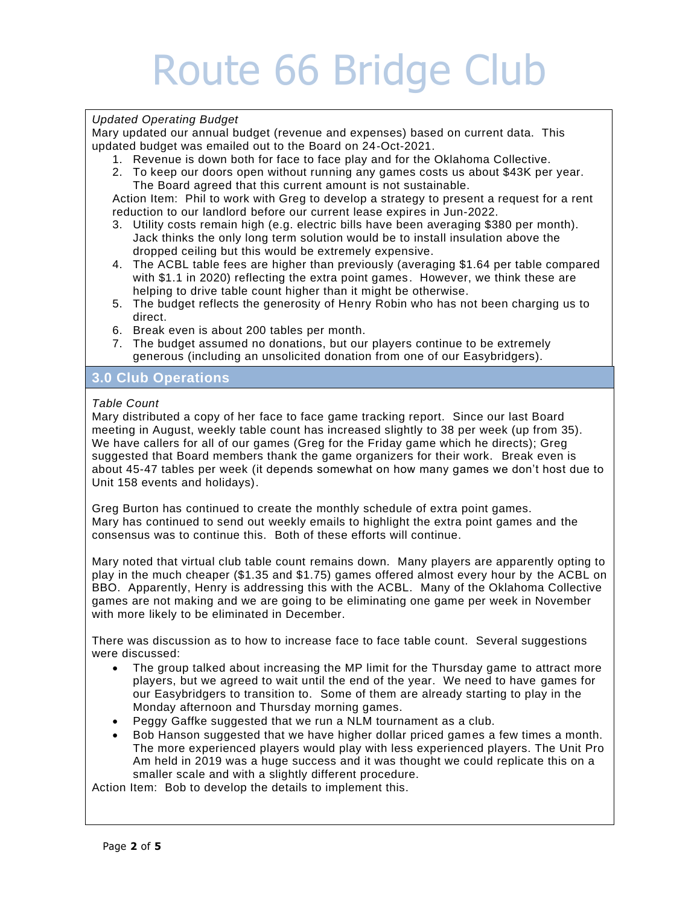# Route 66 Bridge Club

*Updated Operating Budget*

Mary updated our annual budget (revenue and expenses) based on current data. This updated budget was emailed out to the Board on 24-Oct-2021.

1. Revenue is down both for face to face play and for the Oklahoma Collective.
2. To keep our doors open without running any games costs us about $43K per year. The Board agreed that this current amount is not sustainable.

Action Item: Phil to work with Greg to develop a strategy to present a request for a rent reduction to our landlord before our current lease expires in Jun-2022.

3. Utility costs remain high (e.g. electric bills have been averaging $380 per month). Jack thinks the only long term solution would be to install insulation above the dropped ceiling but this would be extremely expensive.
4. The ACBL table fees are higher than previously (averaging $1.64 per table compared with $1.1 in 2020) reflecting the extra point games. However, we think these are helping to drive table count higher than it might be otherwise.
5. The budget reflects the generosity of Henry Robin who has not been charging us to direct.
6. Break even is about 200 tables per month.
7. The budget assumed no donations, but our players continue to be extremely generous (including an unsolicited donation from one of our Easybridgers).

## 3.0 Club Operations

*Table Count*

Mary distributed a copy of her face to face game tracking report. Since our last Board meeting in August, weekly table count has increased slightly to 38 per week (up from 35). We have callers for all of our games (Greg for the Friday game which he directs); Greg suggested that Board members thank the game organizers for their work. Break even is about 45-47 tables per week (it depends somewhat on how many games we don't host due to Unit 158 events and holidays).

Greg Burton has continued to create the monthly schedule of extra point games. Mary has continued to send out weekly emails to highlight the extra point games and the consensus was to continue this. Both of these efforts will continue.

Mary noted that virtual club table count remains down. Many players are apparently opting to play in the much cheaper ($1.35 and $1.75) games offered almost every hour by the ACBL on BBO. Apparently, Henry is addressing this with the ACBL. Many of the Oklahoma Collective games are not making and we are going to be eliminating one game per week in November with more likely to be eliminated in December.

There was discussion as to how to increase face to face table count. Several suggestions were discussed:

- The group talked about increasing the MP limit for the Thursday game to attract more players, but we agreed to wait until the end of the year. We need to have games for our Easybridgers to transition to. Some of them are already starting to play in the Monday afternoon and Thursday morning games.
- Peggy Gaffke suggested that we run a NLM tournament as a club.
- Bob Hanson suggested that we have higher dollar priced games a few times a month. The more experienced players would play with less experienced players. The Unit Pro Am held in 2019 was a huge success and it was thought we could replicate this on a smaller scale and with a slightly different procedure.

Action Item: Bob to develop the details to implement this.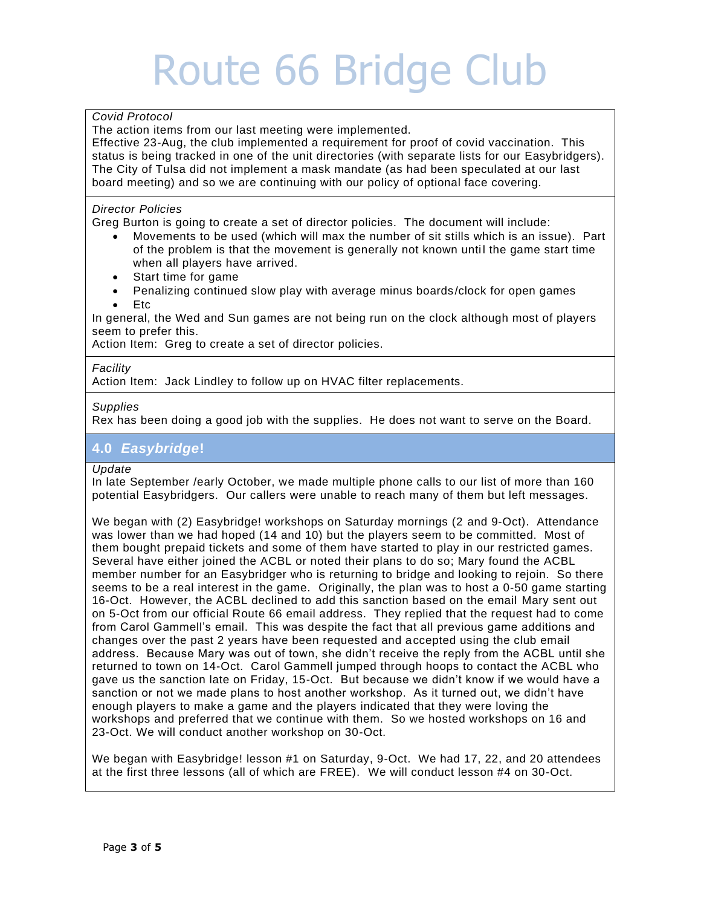# Route 66 Bridge Club

*Covid Protocol*

The action items from our last meeting were implemented.

Effective 23-Aug, the club implemented a requirement for proof of covid vaccination. This status is being tracked in one of the unit directories (with separate lists for our Easybridgers). The City of Tulsa did not implement a mask mandate (as had been speculated at our last board meeting) and so we are continuing with our policy of optional face covering.

*Director Policies*

Greg Burton is going to create a set of director policies. The document will include:

- Movements to be used (which will max the number of sit stills which is an issue). Part of the problem is that the movement is generally not known until the game start time when all players have arrived.
- Start time for game
- Penalizing continued slow play with average minus boards/clock for open games
- Etc

In general, the Wed and Sun games are not being run on the clock although most of players seem to prefer this.

Action Item: Greg to create a set of director policies.

*Facility*

Action Item: Jack Lindley to follow up on HVAC filter replacements.

*Supplies*

Rex has been doing a good job with the supplies. He does not want to serve on the Board.

## 4.0 *Easybridge*!

*Update*

In late September /early October, we made multiple phone calls to our list of more than 160 potential Easybridgers. Our callers were unable to reach many of them but left messages.

We began with (2) Easybridge! workshops on Saturday mornings (2 and 9-Oct). Attendance was lower than we had hoped (14 and 10) but the players seem to be committed. Most of them bought prepaid tickets and some of them have started to play in our restricted games. Several have either joined the ACBL or noted their plans to do so; Mary found the ACBL member number for an Easybridger who is returning to bridge and looking to rejoin. So there seems to be a real interest in the game. Originally, the plan was to host a 0-50 game starting 16-Oct. However, the ACBL declined to add this sanction based on the email Mary sent out on 5-Oct from our official Route 66 email address. They replied that the request had to come from Carol Gammell's email. This was despite the fact that all previous game additions and changes over the past 2 years have been requested and accepted using the club email address. Because Mary was out of town, she didn't receive the reply from the ACBL until she returned to town on 14-Oct. Carol Gammell jumped through hoops to contact the ACBL who gave us the sanction late on Friday, 15-Oct. But because we didn't know if we would have a sanction or not we made plans to host another workshop. As it turned out, we didn't have enough players to make a game and the players indicated that they were loving the workshops and preferred that we continue with them. So we hosted workshops on 16 and 23-Oct. We will conduct another workshop on 30-Oct.

We began with Easybridge! lesson #1 on Saturday, 9-Oct. We had 17, 22, and 20 attendees at the first three lessons (all of which are FREE). We will conduct lesson #4 on 30-Oct.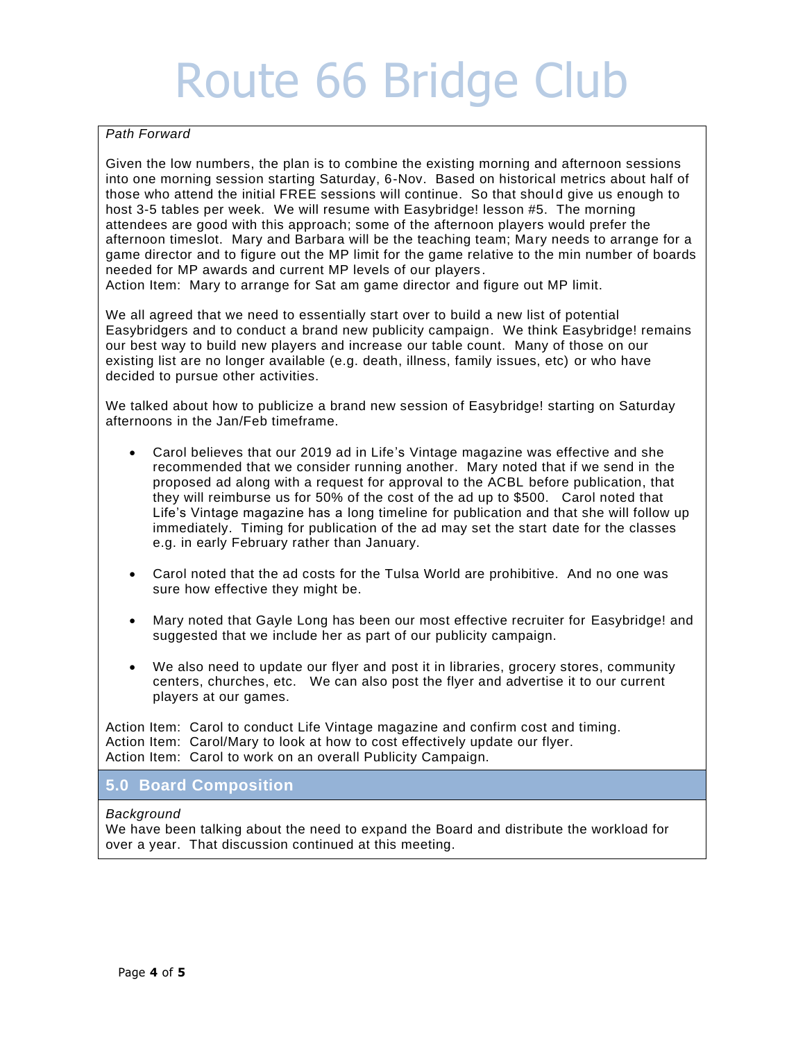# Route 66 Bridge Club

*Path Forward*

Given the low numbers, the plan is to combine the existing morning and afternoon sessions into one morning session starting Saturday, 6-Nov. Based on historical metrics about half of those who attend the initial FREE sessions will continue. So that should give us enough to host 3-5 tables per week. We will resume with Easybridge! lesson #5. The morning attendees are good with this approach; some of the afternoon players would prefer the afternoon timeslot. Mary and Barbara will be the teaching team; Mary needs to arrange for a game director and to figure out the MP limit for the game relative to the min number of boards needed for MP awards and current MP levels of our players.
Action Item: Mary to arrange for Sat am game director and figure out MP limit.

We all agreed that we need to essentially start over to build a new list of potential Easybridgers and to conduct a brand new publicity campaign. We think Easybridge! remains our best way to build new players and increase our table count. Many of those on our existing list are no longer available (e.g. death, illness, family issues, etc) or who have decided to pursue other activities.

We talked about how to publicize a brand new session of Easybridge! starting on Saturday afternoons in the Jan/Feb timeframe.

- Carol believes that our 2019 ad in Life's Vintage magazine was effective and she recommended that we consider running another. Mary noted that if we send in the proposed ad along with a request for approval to the ACBL before publication, that they will reimburse us for 50% of the cost of the ad up to $500. Carol noted that Life's Vintage magazine has a long timeline for publication and that she will follow up immediately. Timing for publication of the ad may set the start date for the classes e.g. in early February rather than January.

- Carol noted that the ad costs for the Tulsa World are prohibitive. And no one was sure how effective they might be.

- Mary noted that Gayle Long has been our most effective recruiter for Easybridge! and suggested that we include her as part of our publicity campaign.

- We also need to update our flyer and post it in libraries, grocery stores, community centers, churches, etc. We can also post the flyer and advertise it to our current players at our games.

Action Item: Carol to conduct Life Vintage magazine and confirm cost and timing.
Action Item: Carol/Mary to look at how to cost effectively update our flyer.
Action Item: Carol to work on an overall Publicity Campaign.

## 5.0 Board Composition

*Background*
We have been talking about the need to expand the Board and distribute the workload for over a year. That discussion continued at this meeting.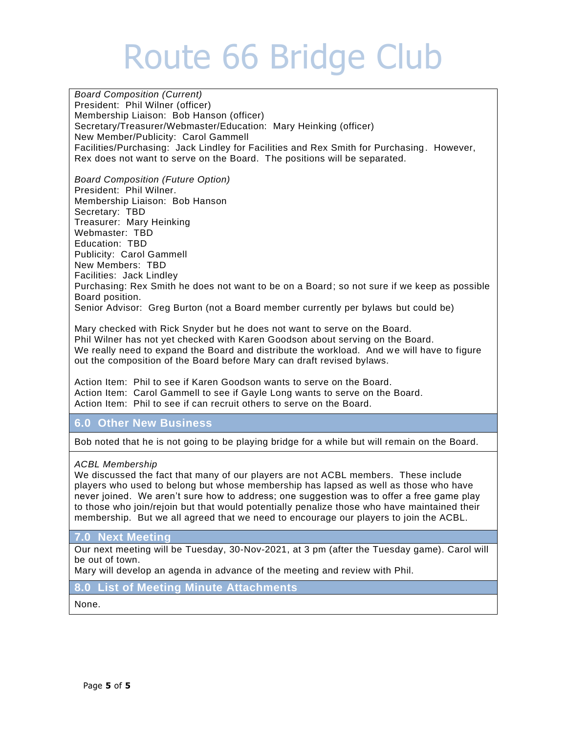# Route 66 Bridge Club

*Board Composition (Current)*
President: Phil Wilner (officer)
Membership Liaison: Bob Hanson (officer)
Secretary/Treasurer/Webmaster/Education: Mary Heinking (officer)
New Member/Publicity: Carol Gammell
Facilities/Purchasing: Jack Lindley for Facilities and Rex Smith for Purchasing. However, Rex does not want to serve on the Board. The positions will be separated.

*Board Composition (Future Option)*
President: Phil Wilner.
Membership Liaison: Bob Hanson
Secretary: TBD
Treasurer: Mary Heinking
Webmaster: TBD
Education: TBD
Publicity: Carol Gammell
New Members: TBD
Facilities: Jack Lindley
Purchasing: Rex Smith he does not want to be on a Board; so not sure if we keep as possible Board position.
Senior Advisor: Greg Burton (not a Board member currently per bylaws but could be)

Mary checked with Rick Snyder but he does not want to serve on the Board.
Phil Wilner has not yet checked with Karen Goodson about serving on the Board.
We really need to expand the Board and distribute the workload. And we will have to figure out the composition of the Board before Mary can draft revised bylaws.

Action Item: Phil to see if Karen Goodson wants to serve on the Board.
Action Item: Carol Gammell to see if Gayle Long wants to serve on the Board.
Action Item: Phil to see if can recruit others to serve on the Board.

## 6.0 Other New Business

Bob noted that he is not going to be playing bridge for a while but will remain on the Board.

*ACBL Membership*
We discussed the fact that many of our players are not ACBL members. These include players who used to belong but whose membership has lapsed as well as those who have never joined. We aren't sure how to address; one suggestion was to offer a free game play to those who join/rejoin but that would potentially penalize those who have maintained their membership. But we all agreed that we need to encourage our players to join the ACBL.

## 7.0 Next Meeting

Our next meeting will be Tuesday, 30-Nov-2021, at 3 pm (after the Tuesday game). Carol will be out of town.
Mary will develop an agenda in advance of the meeting and review with Phil.

## 8.0 List of Meeting Minute Attachments

None.